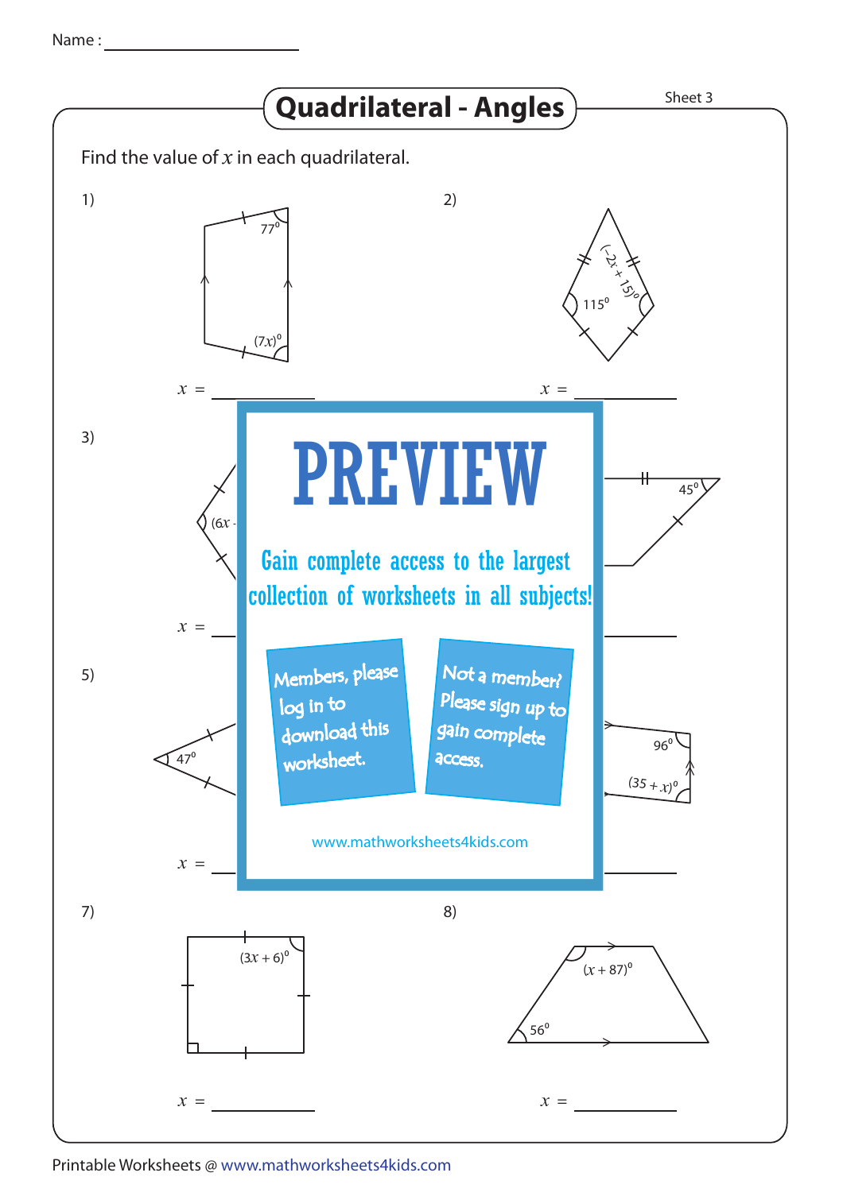Name : ____________________

# Quadrilateral - Angles

Sheet 3

Find the value of $x$ in each quadrilateral.

1)

$77^0$

$(7x)^0$

$x$ = __________

2)

$(-2x + 15)^0$

$115^0$

$x$ = __________

3)

$(6x$

$x$ = __________

4)

$45^0$

$x$ = __________

5)

$47^0$

$x$ = __________

6)

$96^0$

$(35 + x)^0$

$x$ = __________

**PREVIEW**

Gain complete access to the largest collection of worksheets in all subjects!

Members, please log in to download this worksheet.

Not a member? Please sign up to gain complete access.

www.mathworksheets4kids.com

7)

$(3x + 6)^0$

$x$ = __________

8)

$(x + 87)^0$

$56^0$

$x$ = __________

Printable Worksheets @ www.mathworksheets4kids.com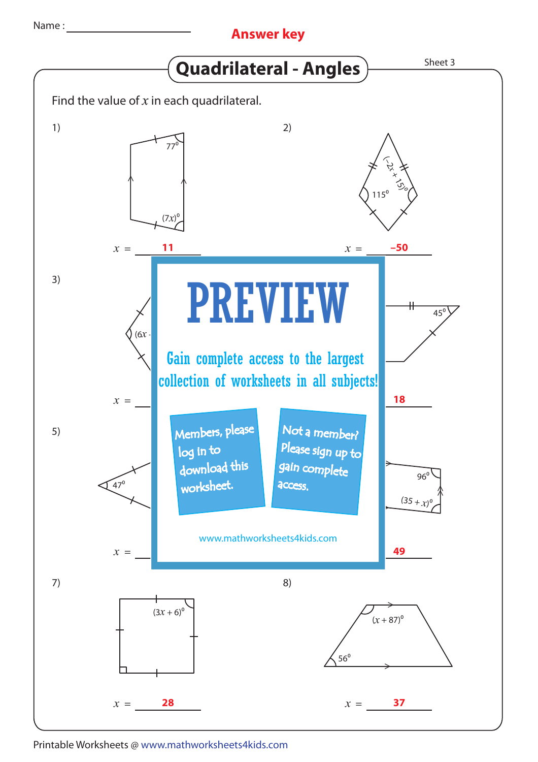Name : \_\_\_\_\_\_\_\_\_\_\_\_\_\_\_\_

**Answer key**

# Quadrilateral - Angles

Sheet 3

Find the value of $x$ in each quadrilateral.

1)

$77^0$

$(7x)^0$

$x$ = **11**

2)

$(-2x + 15)^0$

$115^0$

$x$ = **–50**

3)

$(6x$ -

$x$ =

4)

$45^0$

$x$ = **18**

5)

$47^0$

$x$ =

6)

$96^0$

$(35 + x)^0$

$x$ = **49**

PREVIEW

Gain complete access to the largest collection of worksheets in all subjects!

Members, please log in to download this worksheet.

Not a member? Please sign up to gain complete access.

www.mathworksheets4kids.com

7)

$(3x + 6)^0$

$x$ = **28**

8)

$(x + 87)^0$

$56^0$

$x$ = **37**

Printable Worksheets @ www.mathworksheets4kids.com